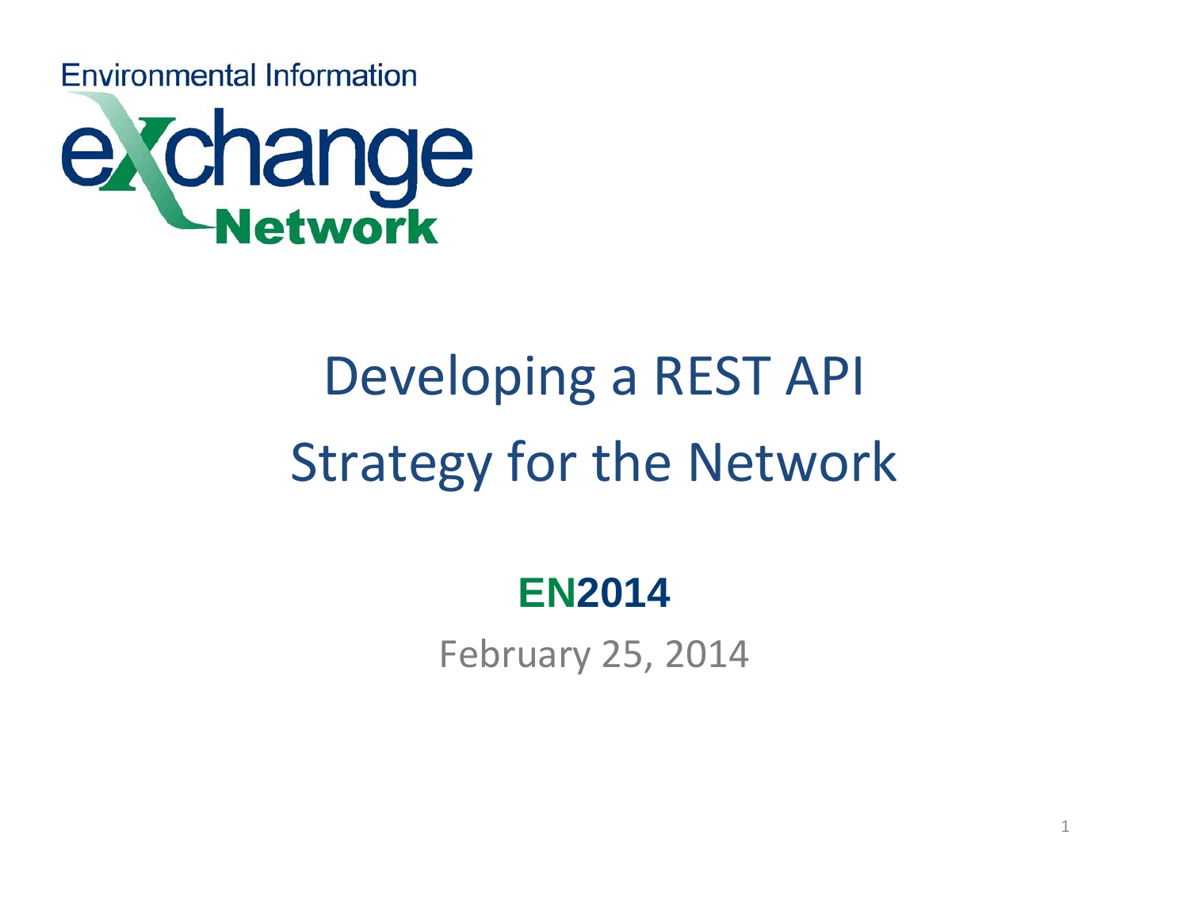Environmental Information

eXchange Network

# Developing a REST API Strategy for the Network

**EN2014**

February 25, 2014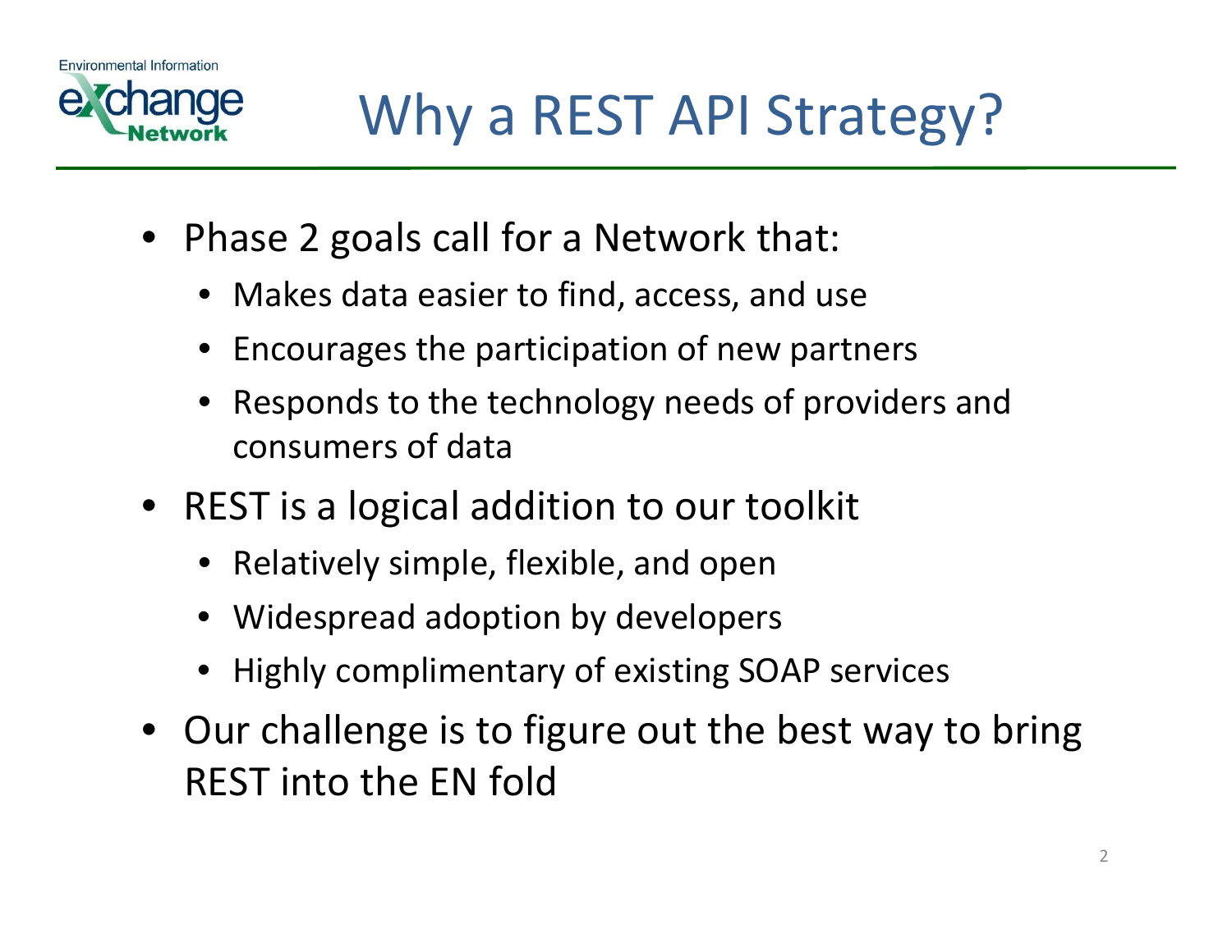# Why a REST API Strategy?

- Phase 2 goals call for a Network that:
  - Makes data easier to find, access, and use
  - Encourages the participation of new partners
  - Responds to the technology needs of providers and consumers of data
- REST is a logical addition to our toolkit
  - Relatively simple, flexible, and open
  - Widespread adoption by developers
  - Highly complimentary of existing SOAP services
- Our challenge is to figure out the best way to bring REST into the EN fold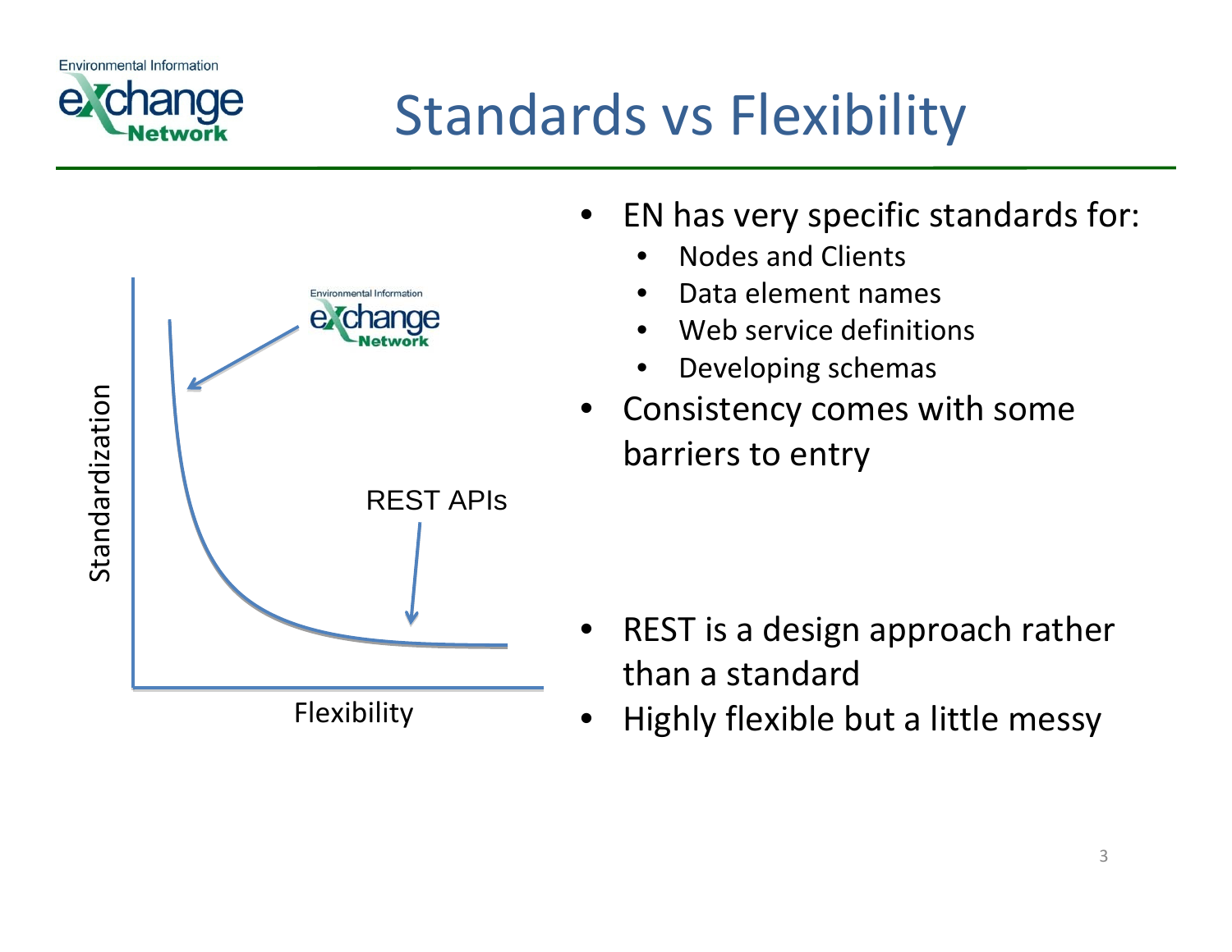# Standards vs Flexibility

Standardization

Exchange Network

REST APIs

Flexibility

- EN has very specific standards for:
  - Nodes and Clients
  - Data element names
  - Web service definitions
  - Developing schemas
- Consistency comes with some barriers to entry

- REST is a design approach rather than a standard
- Highly flexible but a little messy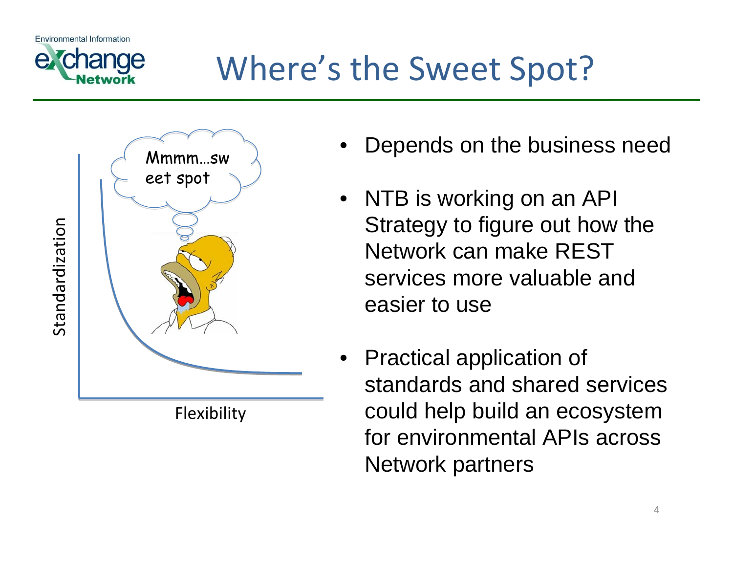# Where's the Sweet Spot?

Standardization

Flexibility

Mmmm…sweet spot

- Depends on the business need
- NTB is working on an API Strategy to figure out how the Network can make REST services more valuable and easier to use
- Practical application of standards and shared services could help build an ecosystem for environmental APIs across Network partners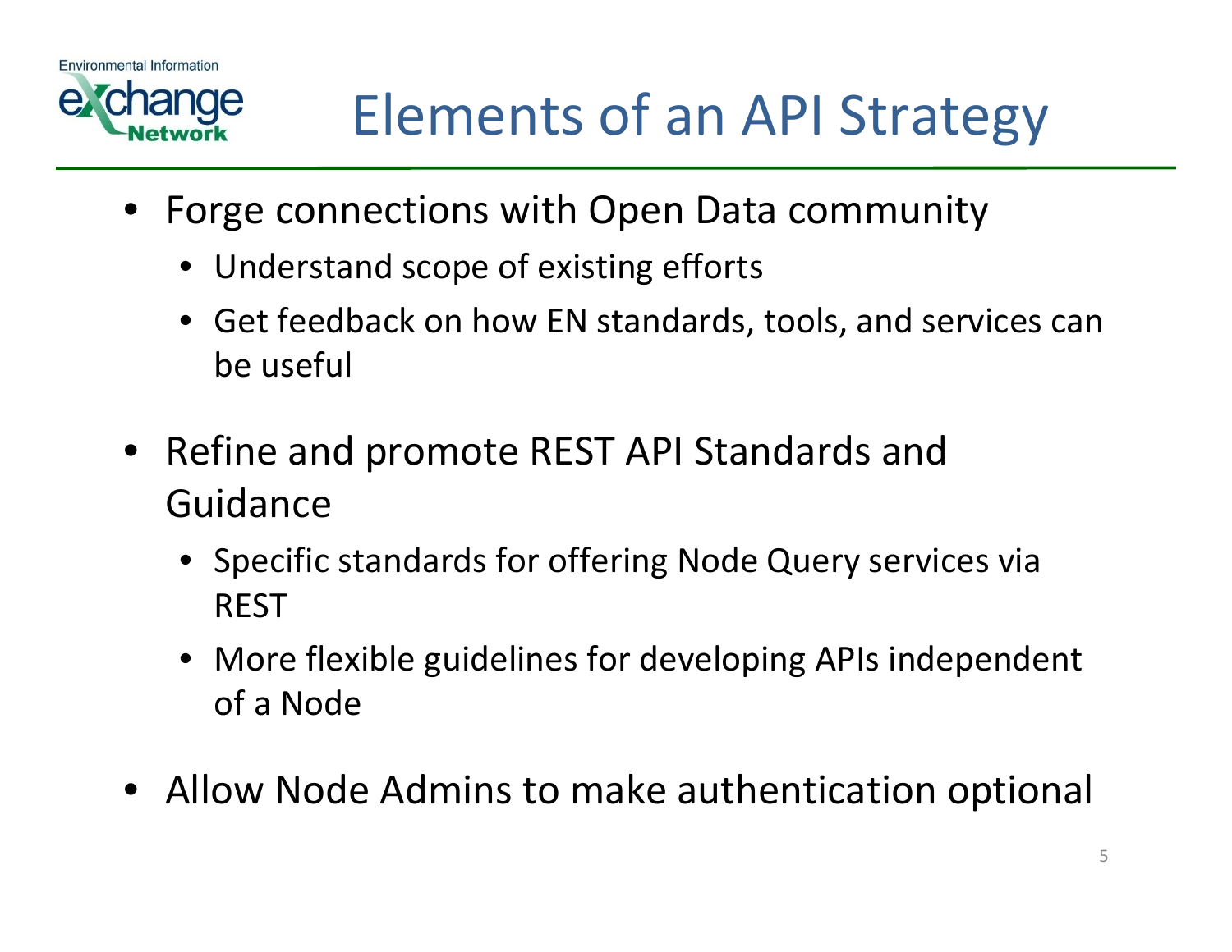# Elements of an API Strategy

- Forge connections with Open Data community
  - Understand scope of existing efforts
  - Get feedback on how EN standards, tools, and services can be useful
- Refine and promote REST API Standards and Guidance
  - Specific standards for offering Node Query services via REST
  - More flexible guidelines for developing APIs independent of a Node
- Allow Node Admins to make authentication optional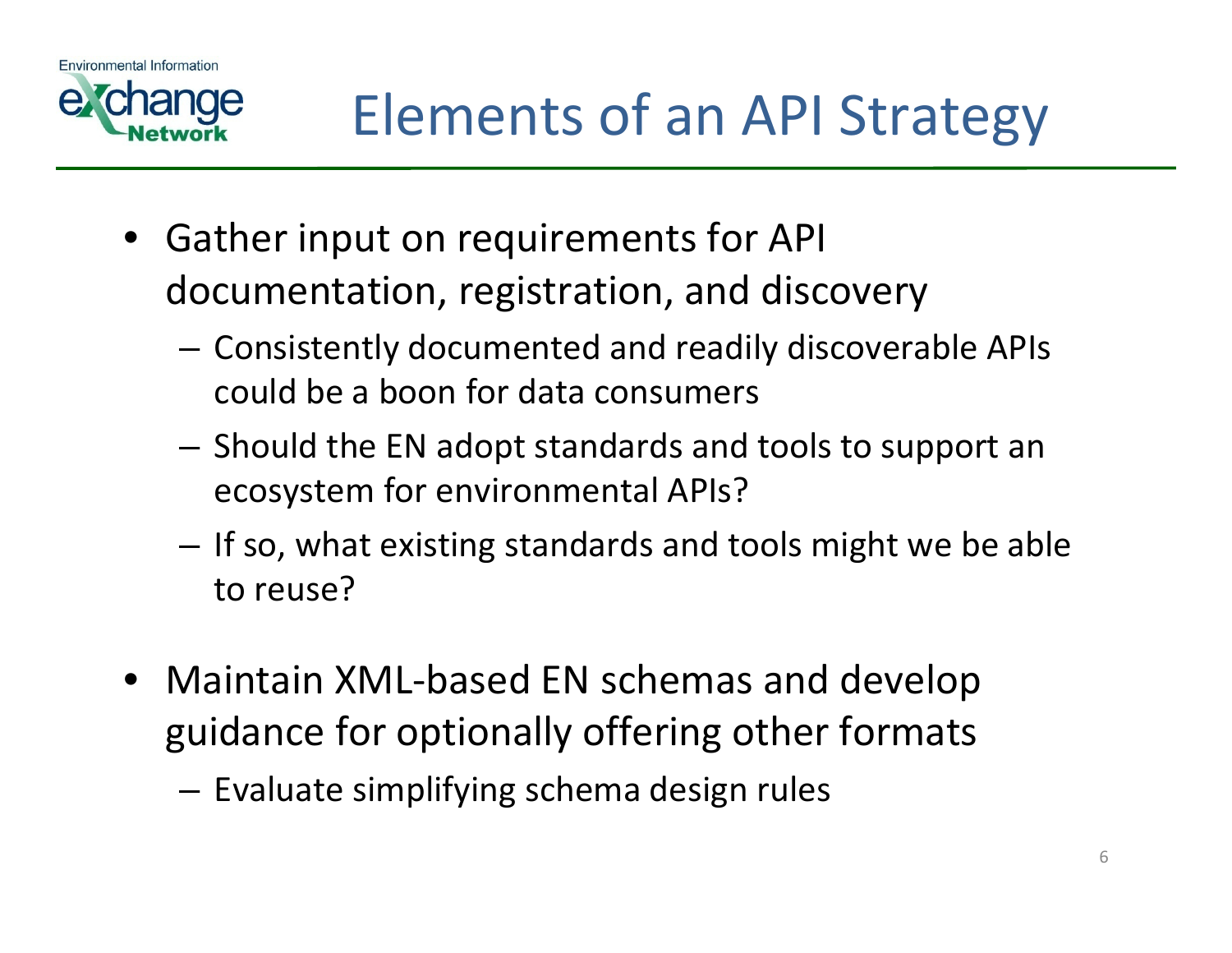# Elements of an API Strategy

- Gather input on requirements for API documentation, registration, and discovery
  - Consistently documented and readily discoverable APIs could be a boon for data consumers
  - Should the EN adopt standards and tools to support an ecosystem for environmental APIs?
  - If so, what existing standards and tools might we be able to reuse?
- Maintain XML-based EN schemas and develop guidance for optionally offering other formats
  - Evaluate simplifying schema design rules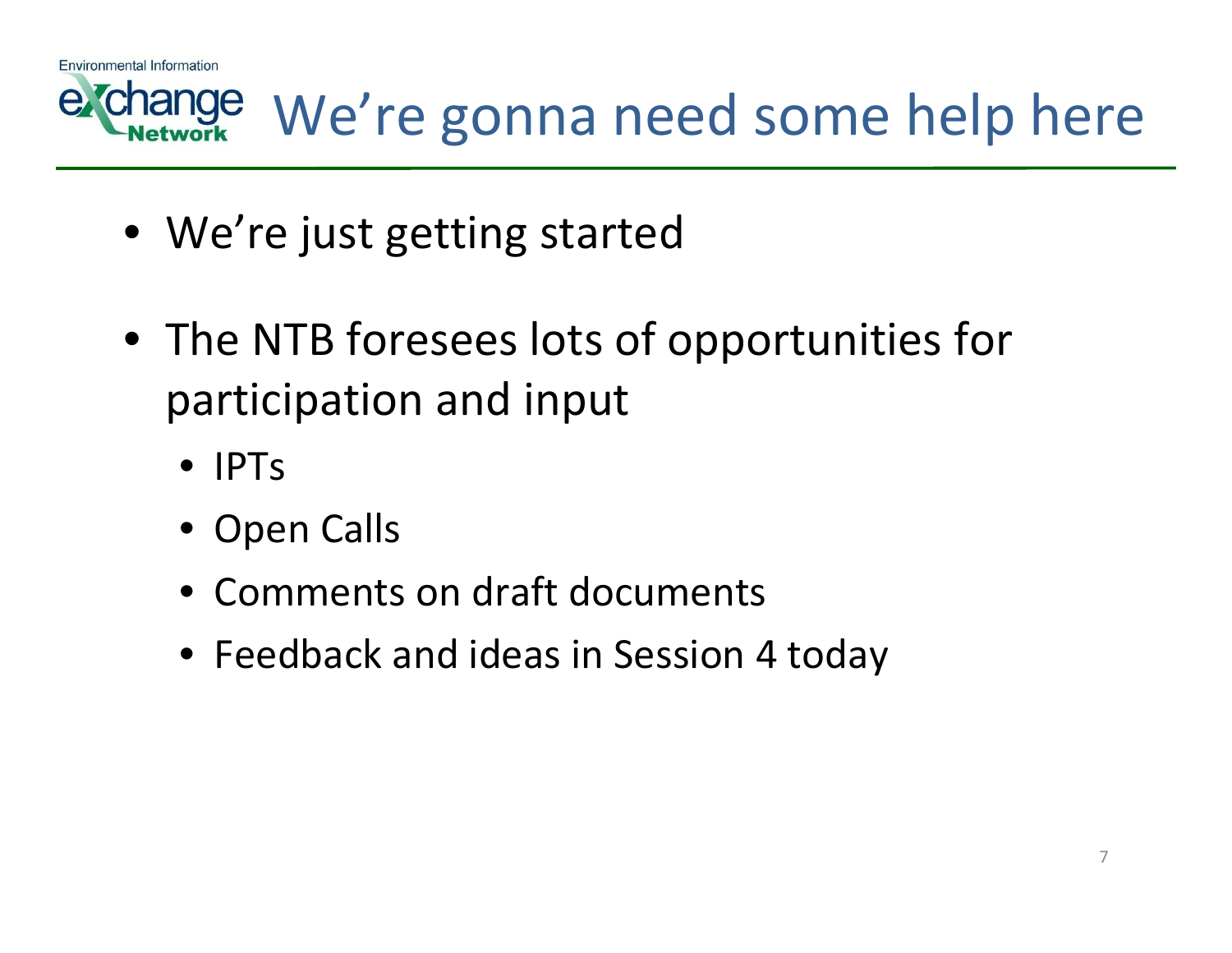# We're gonna need some help here

- We're just getting started
- The NTB foresees lots of opportunities for participation and input
  - IPTs
  - Open Calls
  - Comments on draft documents
  - Feedback and ideas in Session 4 today